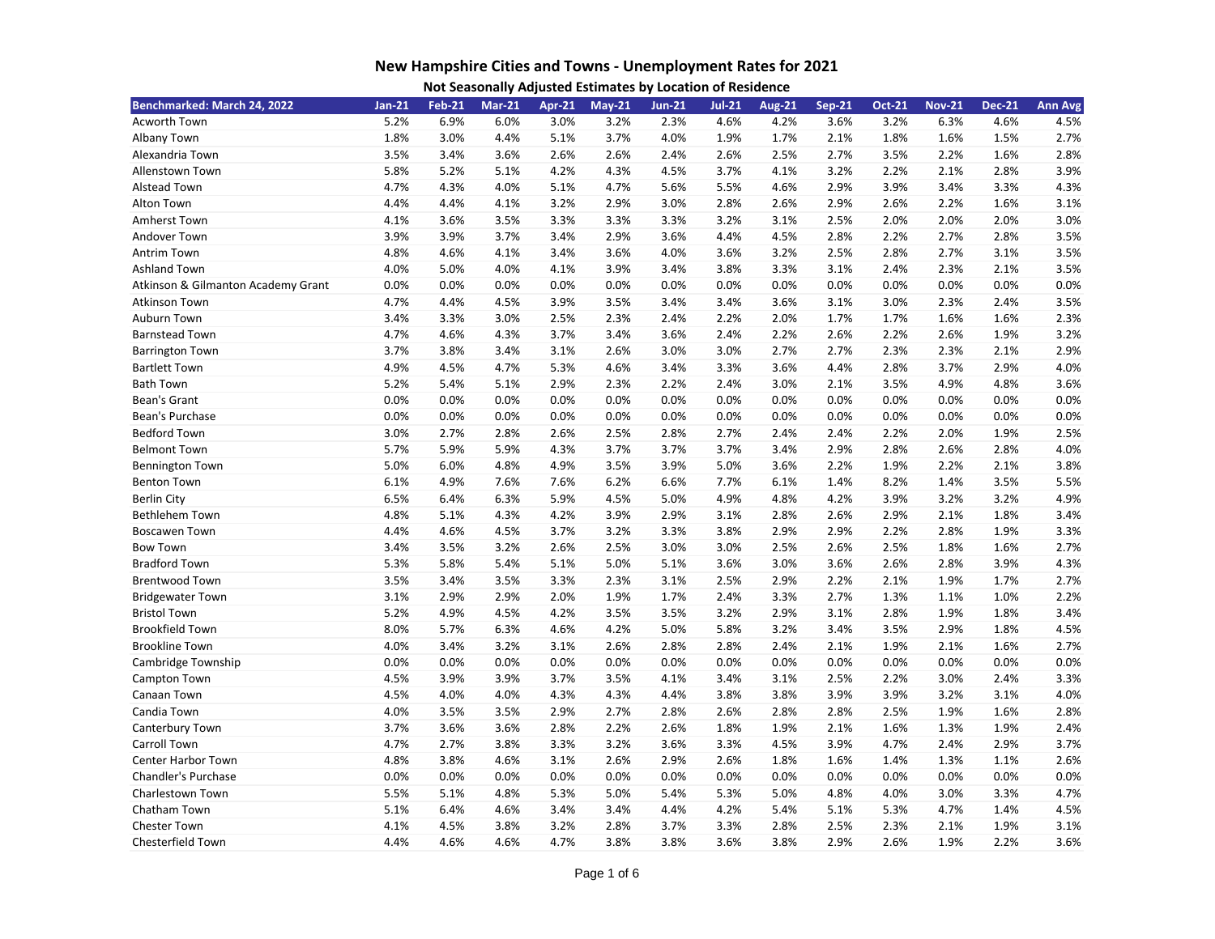# New Hampshire Cities and Towns - Unemployment Rates for 2021

## Not Seasonally Adjusted Estimates by Location of Residence

| Benchmarked: March 24, 2022 | Jan-21 | Feb-21 | Mar-21 | Apr-21 | May-21 | Jun-21 | Jul-21 | Aug-21 | Sep-21 | Oct-21 | Nov-21 | Dec-21 | Ann Avg |
|---|---|---|---|---|---|---|---|---|---|---|---|---|---|
| Acworth Town | 5.2% | 6.9% | 6.0% | 3.0% | 3.2% | 2.3% | 4.6% | 4.2% | 3.6% | 3.2% | 6.3% | 4.6% | 4.5% |
| Albany Town | 1.8% | 3.0% | 4.4% | 5.1% | 3.7% | 4.0% | 1.9% | 1.7% | 2.1% | 1.8% | 1.6% | 1.5% | 2.7% |
| Alexandria Town | 3.5% | 3.4% | 3.6% | 2.6% | 2.6% | 2.4% | 2.6% | 2.5% | 2.7% | 3.5% | 2.2% | 1.6% | 2.8% |
| Allenstown Town | 5.8% | 5.2% | 5.1% | 4.2% | 4.3% | 4.5% | 3.7% | 4.1% | 3.2% | 2.2% | 2.1% | 2.8% | 3.9% |
| Alstead Town | 4.7% | 4.3% | 4.0% | 5.1% | 4.7% | 5.6% | 5.5% | 4.6% | 2.9% | 3.9% | 3.4% | 3.3% | 4.3% |
| Alton Town | 4.4% | 4.4% | 4.1% | 3.2% | 2.9% | 3.0% | 2.8% | 2.6% | 2.9% | 2.6% | 2.2% | 1.6% | 3.1% |
| Amherst Town | 4.1% | 3.6% | 3.5% | 3.3% | 3.3% | 3.3% | 3.2% | 3.1% | 2.5% | 2.0% | 2.0% | 2.0% | 3.0% |
| Andover Town | 3.9% | 3.9% | 3.7% | 3.4% | 2.9% | 3.6% | 4.4% | 4.5% | 2.8% | 2.2% | 2.7% | 2.8% | 3.5% |
| Antrim Town | 4.8% | 4.6% | 4.1% | 3.4% | 3.6% | 4.0% | 3.6% | 3.2% | 2.5% | 2.8% | 2.7% | 3.1% | 3.5% |
| Ashland Town | 4.0% | 5.0% | 4.0% | 4.1% | 3.9% | 3.4% | 3.8% | 3.3% | 3.1% | 2.4% | 2.3% | 2.1% | 3.5% |
| Atkinson & Gilmanton Academy Grant | 0.0% | 0.0% | 0.0% | 0.0% | 0.0% | 0.0% | 0.0% | 0.0% | 0.0% | 0.0% | 0.0% | 0.0% | 0.0% |
| Atkinson Town | 4.7% | 4.4% | 4.5% | 3.9% | 3.5% | 3.4% | 3.4% | 3.6% | 3.1% | 3.0% | 2.3% | 2.4% | 3.5% |
| Auburn Town | 3.4% | 3.3% | 3.0% | 2.5% | 2.3% | 2.4% | 2.2% | 2.0% | 1.7% | 1.7% | 1.6% | 1.6% | 2.3% |
| Barnstead Town | 4.7% | 4.6% | 4.3% | 3.7% | 3.4% | 3.6% | 2.4% | 2.2% | 2.6% | 2.2% | 2.6% | 1.9% | 3.2% |
| Barrington Town | 3.7% | 3.8% | 3.4% | 3.1% | 2.6% | 3.0% | 3.0% | 2.7% | 2.7% | 2.3% | 2.3% | 2.1% | 2.9% |
| Bartlett Town | 4.9% | 4.5% | 4.7% | 5.3% | 4.6% | 3.4% | 3.3% | 3.6% | 4.4% | 2.8% | 3.7% | 2.9% | 4.0% |
| Bath Town | 5.2% | 5.4% | 5.1% | 2.9% | 2.3% | 2.2% | 2.4% | 3.0% | 2.1% | 3.5% | 4.9% | 4.8% | 3.6% |
| Bean's Grant | 0.0% | 0.0% | 0.0% | 0.0% | 0.0% | 0.0% | 0.0% | 0.0% | 0.0% | 0.0% | 0.0% | 0.0% | 0.0% |
| Bean's Purchase | 0.0% | 0.0% | 0.0% | 0.0% | 0.0% | 0.0% | 0.0% | 0.0% | 0.0% | 0.0% | 0.0% | 0.0% | 0.0% |
| Bedford Town | 3.0% | 2.7% | 2.8% | 2.6% | 2.5% | 2.8% | 2.7% | 2.4% | 2.4% | 2.2% | 2.0% | 1.9% | 2.5% |
| Belmont Town | 5.7% | 5.9% | 5.9% | 4.3% | 3.7% | 3.7% | 3.7% | 3.4% | 2.9% | 2.8% | 2.6% | 2.8% | 4.0% |
| Bennington Town | 5.0% | 6.0% | 4.8% | 4.9% | 3.5% | 3.9% | 5.0% | 3.6% | 2.2% | 1.9% | 2.2% | 2.1% | 3.8% |
| Benton Town | 6.1% | 4.9% | 7.6% | 7.6% | 6.2% | 6.6% | 7.7% | 6.1% | 1.4% | 8.2% | 1.4% | 3.5% | 5.5% |
| Berlin City | 6.5% | 6.4% | 6.3% | 5.9% | 4.5% | 5.0% | 4.9% | 4.8% | 4.2% | 3.9% | 3.2% | 3.2% | 4.9% |
| Bethlehem Town | 4.8% | 5.1% | 4.3% | 4.2% | 3.9% | 2.9% | 3.1% | 2.8% | 2.6% | 2.9% | 2.1% | 1.8% | 3.4% |
| Boscawen Town | 4.4% | 4.6% | 4.5% | 3.7% | 3.2% | 3.3% | 3.8% | 2.9% | 2.9% | 2.2% | 2.8% | 1.9% | 3.3% |
| Bow Town | 3.4% | 3.5% | 3.2% | 2.6% | 2.5% | 3.0% | 3.0% | 2.5% | 2.6% | 2.5% | 1.8% | 1.6% | 2.7% |
| Bradford Town | 5.3% | 5.8% | 5.4% | 5.1% | 5.0% | 5.1% | 3.6% | 3.0% | 3.6% | 2.6% | 2.8% | 3.9% | 4.3% |
| Brentwood Town | 3.5% | 3.4% | 3.5% | 3.3% | 2.3% | 3.1% | 2.5% | 2.9% | 2.2% | 2.1% | 1.9% | 1.7% | 2.7% |
| Bridgewater Town | 3.1% | 2.9% | 2.9% | 2.0% | 1.9% | 1.7% | 2.4% | 3.3% | 2.7% | 1.3% | 1.1% | 1.0% | 2.2% |
| Bristol Town | 5.2% | 4.9% | 4.5% | 4.2% | 3.5% | 3.5% | 3.2% | 2.9% | 3.1% | 2.8% | 1.9% | 1.8% | 3.4% |
| Brookfield Town | 8.0% | 5.7% | 6.3% | 4.6% | 4.2% | 5.0% | 5.8% | 3.2% | 3.4% | 3.5% | 2.9% | 1.8% | 4.5% |
| Brookline Town | 4.0% | 3.4% | 3.2% | 3.1% | 2.6% | 2.8% | 2.8% | 2.4% | 2.1% | 1.9% | 2.1% | 1.6% | 2.7% |
| Cambridge Township | 0.0% | 0.0% | 0.0% | 0.0% | 0.0% | 0.0% | 0.0% | 0.0% | 0.0% | 0.0% | 0.0% | 0.0% | 0.0% |
| Campton Town | 4.5% | 3.9% | 3.9% | 3.7% | 3.5% | 4.1% | 3.4% | 3.1% | 2.5% | 2.2% | 3.0% | 2.4% | 3.3% |
| Canaan Town | 4.5% | 4.0% | 4.0% | 4.3% | 4.3% | 4.4% | 3.8% | 3.8% | 3.9% | 3.9% | 3.2% | 3.1% | 4.0% |
| Candia Town | 4.0% | 3.5% | 3.5% | 2.9% | 2.7% | 2.8% | 2.6% | 2.8% | 2.8% | 2.5% | 1.9% | 1.6% | 2.8% |
| Canterbury Town | 3.7% | 3.6% | 3.6% | 2.8% | 2.2% | 2.6% | 1.8% | 1.9% | 2.1% | 1.6% | 1.3% | 1.9% | 2.4% |
| Carroll Town | 4.7% | 2.7% | 3.8% | 3.3% | 3.2% | 3.6% | 3.3% | 4.5% | 3.9% | 4.7% | 2.4% | 2.9% | 3.7% |
| Center Harbor Town | 4.8% | 3.8% | 4.6% | 3.1% | 2.6% | 2.9% | 2.6% | 1.8% | 1.6% | 1.4% | 1.3% | 1.1% | 2.6% |
| Chandler's Purchase | 0.0% | 0.0% | 0.0% | 0.0% | 0.0% | 0.0% | 0.0% | 0.0% | 0.0% | 0.0% | 0.0% | 0.0% | 0.0% |
| Charlestown Town | 5.5% | 5.1% | 4.8% | 5.3% | 5.0% | 5.4% | 5.3% | 5.0% | 4.8% | 4.0% | 3.0% | 3.3% | 4.7% |
| Chatham Town | 5.1% | 6.4% | 4.6% | 3.4% | 3.4% | 4.4% | 4.2% | 5.4% | 5.1% | 5.3% | 4.7% | 1.4% | 4.5% |
| Chester Town | 4.1% | 4.5% | 3.8% | 3.2% | 2.8% | 3.7% | 3.3% | 2.8% | 2.5% | 2.3% | 2.1% | 1.9% | 3.1% |
| Chesterfield Town | 4.4% | 4.6% | 4.6% | 4.7% | 3.8% | 3.8% | 3.6% | 3.8% | 2.9% | 2.6% | 1.9% | 2.2% | 3.6% |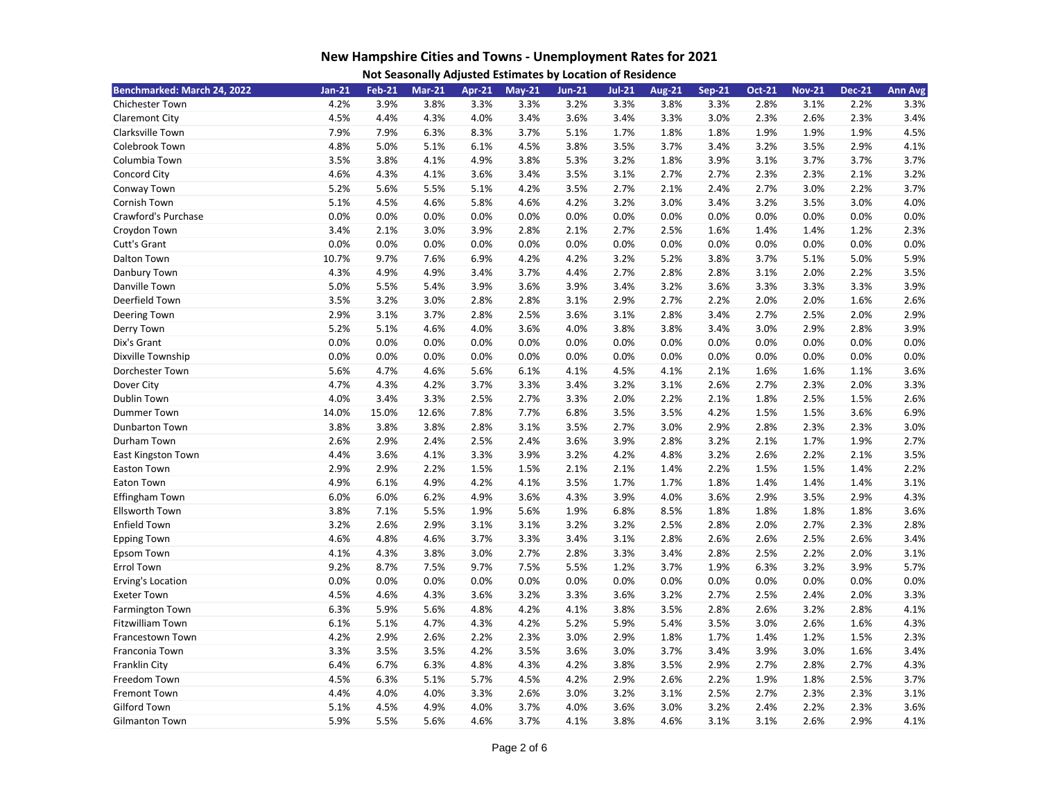# New Hampshire Cities and Towns - Unemployment Rates for 2021

## Not Seasonally Adjusted Estimates by Location of Residence

| Benchmarked: March 24, 2022 | Jan-21 | Feb-21 | Mar-21 | Apr-21 | May-21 | Jun-21 | Jul-21 | Aug-21 | Sep-21 | Oct-21 | Nov-21 | Dec-21 | Ann Avg |
|---|---|---|---|---|---|---|---|---|---|---|---|---|---|
| Chichester Town | 4.2% | 3.9% | 3.8% | 3.3% | 3.3% | 3.2% | 3.3% | 3.8% | 3.3% | 2.8% | 3.1% | 2.2% | 3.3% |
| Claremont City | 4.5% | 4.4% | 4.3% | 4.0% | 3.4% | 3.6% | 3.4% | 3.3% | 3.0% | 2.3% | 2.6% | 2.3% | 3.4% |
| Clarksville Town | 7.9% | 7.9% | 6.3% | 8.3% | 3.7% | 5.1% | 1.7% | 1.8% | 1.8% | 1.9% | 1.9% | 1.9% | 4.5% |
| Colebrook Town | 4.8% | 5.0% | 5.1% | 6.1% | 4.5% | 3.8% | 3.5% | 3.7% | 3.4% | 3.2% | 3.5% | 2.9% | 4.1% |
| Columbia Town | 3.5% | 3.8% | 4.1% | 4.9% | 3.8% | 5.3% | 3.2% | 1.8% | 3.9% | 3.1% | 3.7% | 3.7% | 3.7% |
| Concord City | 4.6% | 4.3% | 4.1% | 3.6% | 3.4% | 3.5% | 3.1% | 2.7% | 2.7% | 2.3% | 2.3% | 2.1% | 3.2% |
| Conway Town | 5.2% | 5.6% | 5.5% | 5.1% | 4.2% | 3.5% | 2.7% | 2.1% | 2.4% | 2.7% | 3.0% | 2.2% | 3.7% |
| Cornish Town | 5.1% | 4.5% | 4.6% | 5.8% | 4.6% | 4.2% | 3.2% | 3.0% | 3.4% | 3.2% | 3.5% | 3.0% | 4.0% |
| Crawford's Purchase | 0.0% | 0.0% | 0.0% | 0.0% | 0.0% | 0.0% | 0.0% | 0.0% | 0.0% | 0.0% | 0.0% | 0.0% | 0.0% |
| Croydon Town | 3.4% | 2.1% | 3.0% | 3.9% | 2.8% | 2.1% | 2.7% | 2.5% | 1.6% | 1.4% | 1.4% | 1.2% | 2.3% |
| Cutt's Grant | 0.0% | 0.0% | 0.0% | 0.0% | 0.0% | 0.0% | 0.0% | 0.0% | 0.0% | 0.0% | 0.0% | 0.0% | 0.0% |
| Dalton Town | 10.7% | 9.7% | 7.6% | 6.9% | 4.2% | 4.2% | 3.2% | 5.2% | 3.8% | 3.7% | 5.1% | 5.0% | 5.9% |
| Danbury Town | 4.3% | 4.9% | 4.9% | 3.4% | 3.7% | 4.4% | 2.7% | 2.8% | 2.8% | 3.1% | 2.0% | 2.2% | 3.5% |
| Danville Town | 5.0% | 5.5% | 5.4% | 3.9% | 3.6% | 3.9% | 3.4% | 3.2% | 3.6% | 3.3% | 3.3% | 3.3% | 3.9% |
| Deerfield Town | 3.5% | 3.2% | 3.0% | 2.8% | 2.8% | 3.1% | 2.9% | 2.7% | 2.2% | 2.0% | 2.0% | 1.6% | 2.6% |
| Deering Town | 2.9% | 3.1% | 3.7% | 2.8% | 2.5% | 3.6% | 3.1% | 2.8% | 3.4% | 2.7% | 2.5% | 2.0% | 2.9% |
| Derry Town | 5.2% | 5.1% | 4.6% | 4.0% | 3.6% | 4.0% | 3.8% | 3.8% | 3.4% | 3.0% | 2.9% | 2.8% | 3.9% |
| Dix's Grant | 0.0% | 0.0% | 0.0% | 0.0% | 0.0% | 0.0% | 0.0% | 0.0% | 0.0% | 0.0% | 0.0% | 0.0% | 0.0% |
| Dixville Township | 0.0% | 0.0% | 0.0% | 0.0% | 0.0% | 0.0% | 0.0% | 0.0% | 0.0% | 0.0% | 0.0% | 0.0% | 0.0% |
| Dorchester Town | 5.6% | 4.7% | 4.6% | 5.6% | 6.1% | 4.1% | 4.5% | 4.1% | 2.1% | 1.6% | 1.6% | 1.1% | 3.6% |
| Dover City | 4.7% | 4.3% | 4.2% | 3.7% | 3.3% | 3.4% | 3.2% | 3.1% | 2.6% | 2.7% | 2.3% | 2.0% | 3.3% |
| Dublin Town | 4.0% | 3.4% | 3.3% | 2.5% | 2.7% | 3.3% | 2.0% | 2.2% | 2.1% | 1.8% | 2.5% | 1.5% | 2.6% |
| Dummer Town | 14.0% | 15.0% | 12.6% | 7.8% | 7.7% | 6.8% | 3.5% | 3.5% | 4.2% | 1.5% | 1.5% | 3.6% | 6.9% |
| Dunbarton Town | 3.8% | 3.8% | 3.8% | 2.8% | 3.1% | 3.5% | 2.7% | 3.0% | 2.9% | 2.8% | 2.3% | 2.3% | 3.0% |
| Durham Town | 2.6% | 2.9% | 2.4% | 2.5% | 2.4% | 3.6% | 3.9% | 2.8% | 3.2% | 2.1% | 1.7% | 1.9% | 2.7% |
| East Kingston Town | 4.4% | 3.6% | 4.1% | 3.3% | 3.9% | 3.2% | 4.2% | 4.8% | 3.2% | 2.6% | 2.2% | 2.1% | 3.5% |
| Easton Town | 2.9% | 2.9% | 2.2% | 1.5% | 1.5% | 2.1% | 2.1% | 1.4% | 2.2% | 1.5% | 1.5% | 1.4% | 2.2% |
| Eaton Town | 4.9% | 6.1% | 4.9% | 4.2% | 4.1% | 3.5% | 1.7% | 1.7% | 1.8% | 1.4% | 1.4% | 1.4% | 3.1% |
| Effingham Town | 6.0% | 6.0% | 6.2% | 4.9% | 3.6% | 4.3% | 3.9% | 4.0% | 3.6% | 2.9% | 3.5% | 2.9% | 4.3% |
| Ellsworth Town | 3.8% | 7.1% | 5.5% | 1.9% | 5.6% | 1.9% | 6.8% | 8.5% | 1.8% | 1.8% | 1.8% | 1.8% | 3.6% |
| Enfield Town | 3.2% | 2.6% | 2.9% | 3.1% | 3.1% | 3.2% | 3.2% | 2.5% | 2.8% | 2.0% | 2.7% | 2.3% | 2.8% |
| Epping Town | 4.6% | 4.8% | 4.6% | 3.7% | 3.3% | 3.4% | 3.1% | 2.8% | 2.6% | 2.6% | 2.5% | 2.6% | 3.4% |
| Epsom Town | 4.1% | 4.3% | 3.8% | 3.0% | 2.7% | 2.8% | 3.3% | 3.4% | 2.8% | 2.5% | 2.2% | 2.0% | 3.1% |
| Errol Town | 9.2% | 8.7% | 7.5% | 9.7% | 7.5% | 5.5% | 1.2% | 3.7% | 1.9% | 6.3% | 3.2% | 3.9% | 5.7% |
| Erving's Location | 0.0% | 0.0% | 0.0% | 0.0% | 0.0% | 0.0% | 0.0% | 0.0% | 0.0% | 0.0% | 0.0% | 0.0% | 0.0% |
| Exeter Town | 4.5% | 4.6% | 4.3% | 3.6% | 3.2% | 3.3% | 3.6% | 3.2% | 2.7% | 2.5% | 2.4% | 2.0% | 3.3% |
| Farmington Town | 6.3% | 5.9% | 5.6% | 4.8% | 4.2% | 4.1% | 3.8% | 3.5% | 2.8% | 2.6% | 3.2% | 2.8% | 4.1% |
| Fitzwilliam Town | 6.1% | 5.1% | 4.7% | 4.3% | 4.2% | 5.2% | 5.9% | 5.4% | 3.5% | 3.0% | 2.6% | 1.6% | 4.3% |
| Francestown Town | 4.2% | 2.9% | 2.6% | 2.2% | 2.3% | 3.0% | 2.9% | 1.8% | 1.7% | 1.4% | 1.2% | 1.5% | 2.3% |
| Franconia Town | 3.3% | 3.5% | 3.5% | 4.2% | 3.5% | 3.6% | 3.0% | 3.7% | 3.4% | 3.9% | 3.0% | 1.6% | 3.4% |
| Franklin City | 6.4% | 6.7% | 6.3% | 4.8% | 4.3% | 4.2% | 3.8% | 3.5% | 2.9% | 2.7% | 2.8% | 2.7% | 4.3% |
| Freedom Town | 4.5% | 6.3% | 5.1% | 5.7% | 4.5% | 4.2% | 2.9% | 2.6% | 2.2% | 1.9% | 1.8% | 2.5% | 3.7% |
| Fremont Town | 4.4% | 4.0% | 4.0% | 3.3% | 2.6% | 3.0% | 3.2% | 3.1% | 2.5% | 2.7% | 2.3% | 2.3% | 3.1% |
| Gilford Town | 5.1% | 4.5% | 4.9% | 4.0% | 3.7% | 4.0% | 3.6% | 3.0% | 3.2% | 2.4% | 2.2% | 2.3% | 3.6% |
| Gilmanton Town | 5.9% | 5.5% | 5.6% | 4.6% | 3.7% | 4.1% | 3.8% | 4.6% | 3.1% | 3.1% | 2.6% | 2.9% | 4.1% |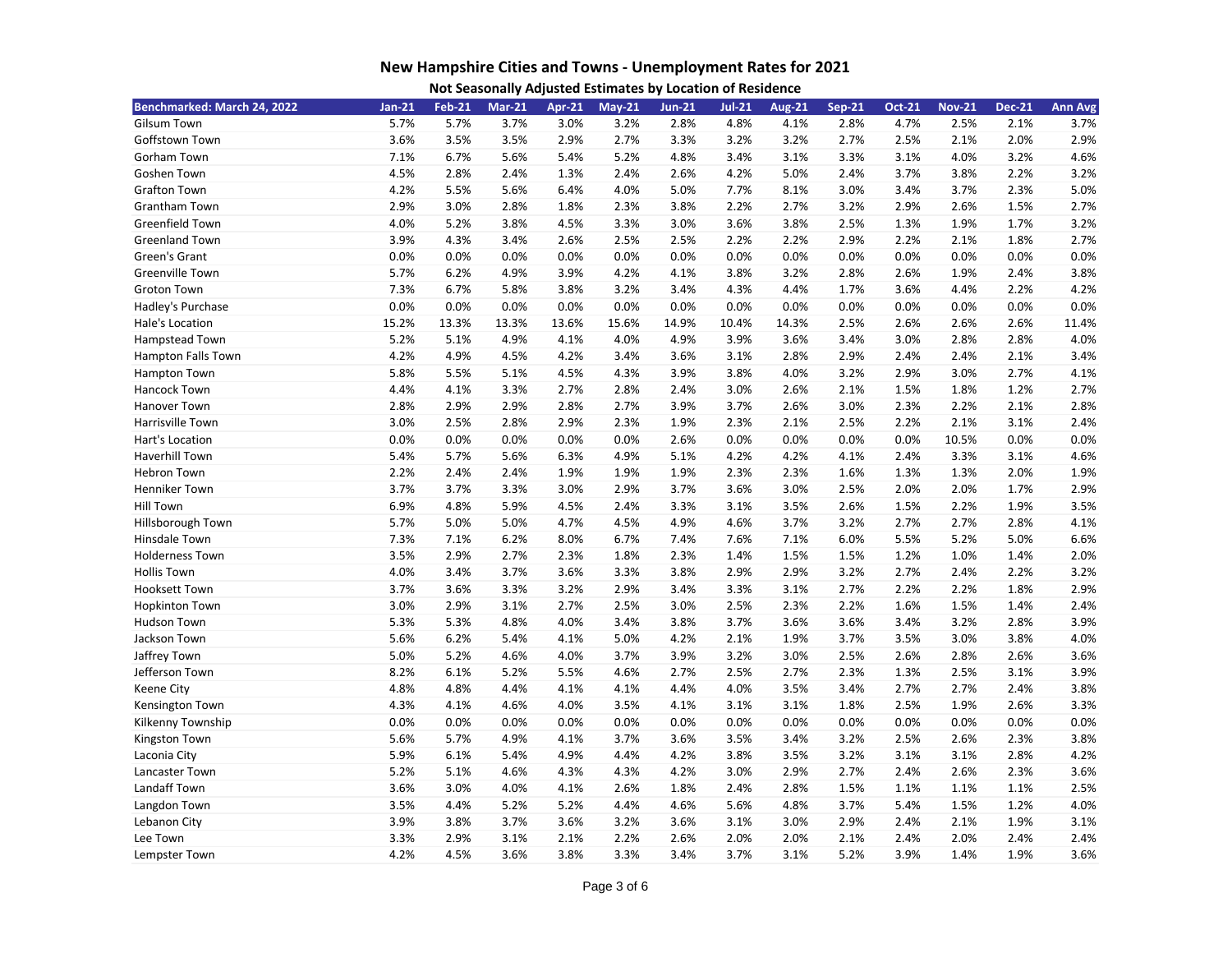## New Hampshire Cities and Towns - Unemployment Rates for 2021

### Not Seasonally Adjusted Estimates by Location of Residence

| Benchmarked: March 24, 2022 | Jan-21 | Feb-21 | Mar-21 | Apr-21 | May-21 | Jun-21 | Jul-21 | Aug-21 | Sep-21 | Oct-21 | Nov-21 | Dec-21 | Ann Avg |
|---|---|---|---|---|---|---|---|---|---|---|---|---|---|
| Gilsum Town | 5.7% | 5.7% | 3.7% | 3.0% | 3.2% | 2.8% | 4.8% | 4.1% | 2.8% | 4.7% | 2.5% | 2.1% | 3.7% |
| Goffstown Town | 3.6% | 3.5% | 3.5% | 2.9% | 2.7% | 3.3% | 3.2% | 3.2% | 2.7% | 2.5% | 2.1% | 2.0% | 2.9% |
| Gorham Town | 7.1% | 6.7% | 5.6% | 5.4% | 5.2% | 4.8% | 3.4% | 3.1% | 3.3% | 3.1% | 4.0% | 3.2% | 4.6% |
| Goshen Town | 4.5% | 2.8% | 2.4% | 1.3% | 2.4% | 2.6% | 4.2% | 5.0% | 2.4% | 3.7% | 3.8% | 2.2% | 3.2% |
| Grafton Town | 4.2% | 5.5% | 5.6% | 6.4% | 4.0% | 5.0% | 7.7% | 8.1% | 3.0% | 3.4% | 3.7% | 2.3% | 5.0% |
| Grantham Town | 2.9% | 3.0% | 2.8% | 1.8% | 2.3% | 3.8% | 2.2% | 2.7% | 3.2% | 2.9% | 2.6% | 1.5% | 2.7% |
| Greenfield Town | 4.0% | 5.2% | 3.8% | 4.5% | 3.3% | 3.0% | 3.6% | 3.8% | 2.5% | 1.3% | 1.9% | 1.7% | 3.2% |
| Greenland Town | 3.9% | 4.3% | 3.4% | 2.6% | 2.5% | 2.5% | 2.2% | 2.2% | 2.9% | 2.2% | 2.1% | 1.8% | 2.7% |
| Green's Grant | 0.0% | 0.0% | 0.0% | 0.0% | 0.0% | 0.0% | 0.0% | 0.0% | 0.0% | 0.0% | 0.0% | 0.0% | 0.0% |
| Greenville Town | 5.7% | 6.2% | 4.9% | 3.9% | 4.2% | 4.1% | 3.8% | 3.2% | 2.8% | 2.6% | 1.9% | 2.4% | 3.8% |
| Groton Town | 7.3% | 6.7% | 5.8% | 3.8% | 3.2% | 3.4% | 4.3% | 4.4% | 1.7% | 3.6% | 4.4% | 2.2% | 4.2% |
| Hadley's Purchase | 0.0% | 0.0% | 0.0% | 0.0% | 0.0% | 0.0% | 0.0% | 0.0% | 0.0% | 0.0% | 0.0% | 0.0% | 0.0% |
| Hale's Location | 15.2% | 13.3% | 13.3% | 13.6% | 15.6% | 14.9% | 10.4% | 14.3% | 2.5% | 2.6% | 2.6% | 2.6% | 11.4% |
| Hampstead Town | 5.2% | 5.1% | 4.9% | 4.1% | 4.0% | 4.9% | 3.9% | 3.6% | 3.4% | 3.0% | 2.8% | 2.8% | 4.0% |
| Hampton Falls Town | 4.2% | 4.9% | 4.5% | 4.2% | 3.4% | 3.6% | 3.1% | 2.8% | 2.9% | 2.4% | 2.4% | 2.1% | 3.4% |
| Hampton Town | 5.8% | 5.5% | 5.1% | 4.5% | 4.3% | 3.9% | 3.8% | 4.0% | 3.2% | 2.9% | 3.0% | 2.7% | 4.1% |
| Hancock Town | 4.4% | 4.1% | 3.3% | 2.7% | 2.8% | 2.4% | 3.0% | 2.6% | 2.1% | 1.5% | 1.8% | 1.2% | 2.7% |
| Hanover Town | 2.8% | 2.9% | 2.9% | 2.8% | 2.7% | 3.9% | 3.7% | 2.6% | 3.0% | 2.3% | 2.2% | 2.1% | 2.8% |
| Harrisville Town | 3.0% | 2.5% | 2.8% | 2.9% | 2.3% | 1.9% | 2.3% | 2.1% | 2.5% | 2.2% | 2.1% | 3.1% | 2.4% |
| Hart's Location | 0.0% | 0.0% | 0.0% | 0.0% | 0.0% | 2.6% | 0.0% | 0.0% | 0.0% | 0.0% | 10.5% | 0.0% | 0.0% |
| Haverhill Town | 5.4% | 5.7% | 5.6% | 6.3% | 4.9% | 5.1% | 4.2% | 4.2% | 4.1% | 2.4% | 3.3% | 3.1% | 4.6% |
| Hebron Town | 2.2% | 2.4% | 2.4% | 1.9% | 1.9% | 1.9% | 2.3% | 2.3% | 1.6% | 1.3% | 1.3% | 2.0% | 1.9% |
| Henniker Town | 3.7% | 3.7% | 3.3% | 3.0% | 2.9% | 3.7% | 3.6% | 3.0% | 2.5% | 2.0% | 2.0% | 1.7% | 2.9% |
| Hill Town | 6.9% | 4.8% | 5.9% | 4.5% | 2.4% | 3.3% | 3.1% | 3.5% | 2.6% | 1.5% | 2.2% | 1.9% | 3.5% |
| Hillsborough Town | 5.7% | 5.0% | 5.0% | 4.7% | 4.5% | 4.9% | 4.6% | 3.7% | 3.2% | 2.7% | 2.7% | 2.8% | 4.1% |
| Hinsdale Town | 7.3% | 7.1% | 6.2% | 8.0% | 6.7% | 7.4% | 7.6% | 7.1% | 6.0% | 5.5% | 5.2% | 5.0% | 6.6% |
| Holderness Town | 3.5% | 2.9% | 2.7% | 2.3% | 1.8% | 2.3% | 1.4% | 1.5% | 1.5% | 1.2% | 1.0% | 1.4% | 2.0% |
| Hollis Town | 4.0% | 3.4% | 3.7% | 3.6% | 3.3% | 3.8% | 2.9% | 2.9% | 3.2% | 2.7% | 2.4% | 2.2% | 3.2% |
| Hooksett Town | 3.7% | 3.6% | 3.3% | 3.2% | 2.9% | 3.4% | 3.3% | 3.1% | 2.7% | 2.2% | 2.2% | 1.8% | 2.9% |
| Hopkinton Town | 3.0% | 2.9% | 3.1% | 2.7% | 2.5% | 3.0% | 2.5% | 2.3% | 2.2% | 1.6% | 1.5% | 1.4% | 2.4% |
| Hudson Town | 5.3% | 5.3% | 4.8% | 4.0% | 3.4% | 3.8% | 3.7% | 3.6% | 3.6% | 3.4% | 3.2% | 2.8% | 3.9% |
| Jackson Town | 5.6% | 6.2% | 5.4% | 4.1% | 5.0% | 4.2% | 2.1% | 1.9% | 3.7% | 3.5% | 3.0% | 3.8% | 4.0% |
| Jaffrey Town | 5.0% | 5.2% | 4.6% | 4.0% | 3.7% | 3.9% | 3.2% | 3.0% | 2.5% | 2.6% | 2.8% | 2.6% | 3.6% |
| Jefferson Town | 8.2% | 6.1% | 5.2% | 5.5% | 4.6% | 2.7% | 2.5% | 2.7% | 2.3% | 1.3% | 2.5% | 3.1% | 3.9% |
| Keene City | 4.8% | 4.8% | 4.4% | 4.1% | 4.1% | 4.4% | 4.0% | 3.5% | 3.4% | 2.7% | 2.7% | 2.4% | 3.8% |
| Kensington Town | 4.3% | 4.1% | 4.6% | 4.0% | 3.5% | 4.1% | 3.1% | 3.1% | 1.8% | 2.5% | 1.9% | 2.6% | 3.3% |
| Kilkenny Township | 0.0% | 0.0% | 0.0% | 0.0% | 0.0% | 0.0% | 0.0% | 0.0% | 0.0% | 0.0% | 0.0% | 0.0% | 0.0% |
| Kingston Town | 5.6% | 5.7% | 4.9% | 4.1% | 3.7% | 3.6% | 3.5% | 3.4% | 3.2% | 2.5% | 2.6% | 2.3% | 3.8% |
| Laconia City | 5.9% | 6.1% | 5.4% | 4.9% | 4.4% | 4.2% | 3.8% | 3.5% | 3.2% | 3.1% | 3.1% | 2.8% | 4.2% |
| Lancaster Town | 5.2% | 5.1% | 4.6% | 4.3% | 4.3% | 4.2% | 3.0% | 2.9% | 2.7% | 2.4% | 2.6% | 2.3% | 3.6% |
| Landaff Town | 3.6% | 3.0% | 4.0% | 4.1% | 2.6% | 1.8% | 2.4% | 2.8% | 1.5% | 1.1% | 1.1% | 1.1% | 2.5% |
| Langdon Town | 3.5% | 4.4% | 5.2% | 5.2% | 4.4% | 4.6% | 5.6% | 4.8% | 3.7% | 5.4% | 1.5% | 1.2% | 4.0% |
| Lebanon City | 3.9% | 3.8% | 3.7% | 3.6% | 3.2% | 3.6% | 3.1% | 3.0% | 2.9% | 2.4% | 2.1% | 1.9% | 3.1% |
| Lee Town | 3.3% | 2.9% | 3.1% | 2.1% | 2.2% | 2.6% | 2.0% | 2.0% | 2.1% | 2.4% | 2.0% | 2.4% | 2.4% |
| Lempster Town | 4.2% | 4.5% | 3.6% | 3.8% | 3.3% | 3.4% | 3.7% | 3.1% | 5.2% | 3.9% | 1.4% | 1.9% | 3.6% |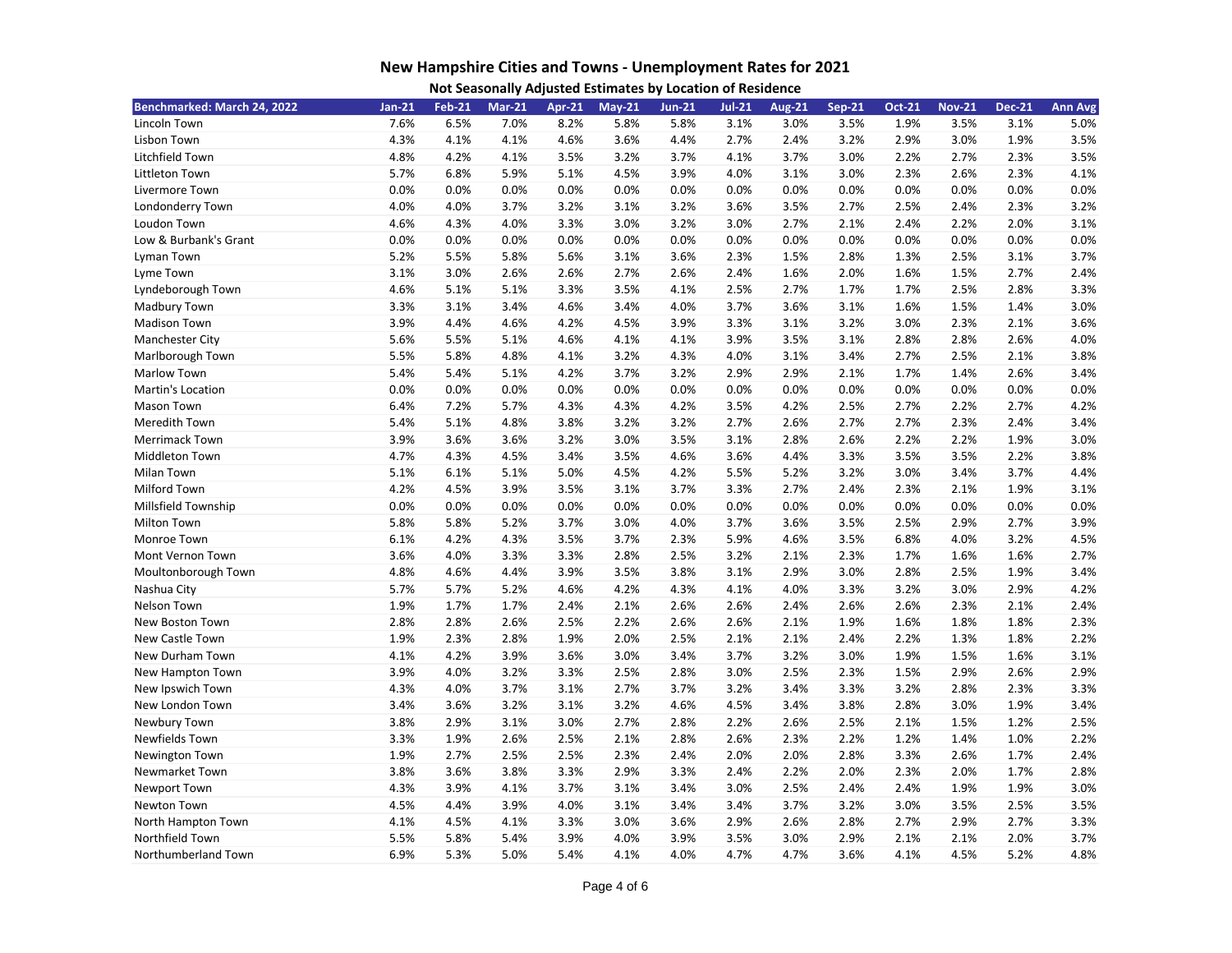# New Hampshire Cities and Towns - Unemployment Rates for 2021

## Not Seasonally Adjusted Estimates by Location of Residence

| Benchmarked: March 24, 2022 | Jan-21 | Feb-21 | Mar-21 | Apr-21 | May-21 | Jun-21 | Jul-21 | Aug-21 | Sep-21 | Oct-21 | Nov-21 | Dec-21 | Ann Avg |
|---|---|---|---|---|---|---|---|---|---|---|---|---|---|
| Lincoln Town | 7.6% | 6.5% | 7.0% | 8.2% | 5.8% | 5.8% | 3.1% | 3.0% | 3.5% | 1.9% | 3.5% | 3.1% | 5.0% |
| Lisbon Town | 4.3% | 4.1% | 4.1% | 4.6% | 3.6% | 4.4% | 2.7% | 2.4% | 3.2% | 2.9% | 3.0% | 1.9% | 3.5% |
| Litchfield Town | 4.8% | 4.2% | 4.1% | 3.5% | 3.2% | 3.7% | 4.1% | 3.7% | 3.0% | 2.2% | 2.7% | 2.3% | 3.5% |
| Littleton Town | 5.7% | 6.8% | 5.9% | 5.1% | 4.5% | 3.9% | 4.0% | 3.1% | 3.0% | 2.3% | 2.6% | 2.3% | 4.1% |
| Livermore Town | 0.0% | 0.0% | 0.0% | 0.0% | 0.0% | 0.0% | 0.0% | 0.0% | 0.0% | 0.0% | 0.0% | 0.0% | 0.0% |
| Londonderry Town | 4.0% | 4.0% | 3.7% | 3.2% | 3.1% | 3.2% | 3.6% | 3.5% | 2.7% | 2.5% | 2.4% | 2.3% | 3.2% |
| Loudon Town | 4.6% | 4.3% | 4.0% | 3.3% | 3.0% | 3.2% | 3.0% | 2.7% | 2.1% | 2.4% | 2.2% | 2.0% | 3.1% |
| Low & Burbank's Grant | 0.0% | 0.0% | 0.0% | 0.0% | 0.0% | 0.0% | 0.0% | 0.0% | 0.0% | 0.0% | 0.0% | 0.0% | 0.0% |
| Lyman Town | 5.2% | 5.5% | 5.8% | 5.6% | 3.1% | 3.6% | 2.3% | 1.5% | 2.8% | 1.3% | 2.5% | 3.1% | 3.7% |
| Lyme Town | 3.1% | 3.0% | 2.6% | 2.6% | 2.7% | 2.6% | 2.4% | 1.6% | 2.0% | 1.6% | 1.5% | 2.7% | 2.4% |
| Lyndeborough Town | 4.6% | 5.1% | 5.1% | 3.3% | 3.5% | 4.1% | 2.5% | 2.7% | 1.7% | 1.7% | 2.5% | 2.8% | 3.3% |
| Madbury Town | 3.3% | 3.1% | 3.4% | 4.6% | 3.4% | 4.0% | 3.7% | 3.6% | 3.1% | 1.6% | 1.5% | 1.4% | 3.0% |
| Madison Town | 3.9% | 4.4% | 4.6% | 4.2% | 4.5% | 3.9% | 3.3% | 3.1% | 3.2% | 3.0% | 2.3% | 2.1% | 3.6% |
| Manchester City | 5.6% | 5.5% | 5.1% | 4.6% | 4.1% | 4.1% | 3.9% | 3.5% | 3.1% | 2.8% | 2.8% | 2.6% | 4.0% |
| Marlborough Town | 5.5% | 5.8% | 4.8% | 4.1% | 3.2% | 4.3% | 4.0% | 3.1% | 3.4% | 2.7% | 2.5% | 2.1% | 3.8% |
| Marlow Town | 5.4% | 5.4% | 5.1% | 4.2% | 3.7% | 3.2% | 2.9% | 2.9% | 2.1% | 1.7% | 1.4% | 2.6% | 3.4% |
| Martin's Location | 0.0% | 0.0% | 0.0% | 0.0% | 0.0% | 0.0% | 0.0% | 0.0% | 0.0% | 0.0% | 0.0% | 0.0% | 0.0% |
| Mason Town | 6.4% | 7.2% | 5.7% | 4.3% | 4.3% | 4.2% | 3.5% | 4.2% | 2.5% | 2.7% | 2.2% | 2.7% | 4.2% |
| Meredith Town | 5.4% | 5.1% | 4.8% | 3.8% | 3.2% | 3.2% | 2.7% | 2.6% | 2.7% | 2.7% | 2.3% | 2.4% | 3.4% |
| Merrimack Town | 3.9% | 3.6% | 3.6% | 3.2% | 3.0% | 3.5% | 3.1% | 2.8% | 2.6% | 2.2% | 2.2% | 1.9% | 3.0% |
| Middleton Town | 4.7% | 4.3% | 4.5% | 3.4% | 3.5% | 4.6% | 3.6% | 4.4% | 3.3% | 3.5% | 3.5% | 2.2% | 3.8% |
| Milan Town | 5.1% | 6.1% | 5.1% | 5.0% | 4.5% | 4.2% | 5.5% | 5.2% | 3.2% | 3.0% | 3.4% | 3.7% | 4.4% |
| Milford Town | 4.2% | 4.5% | 3.9% | 3.5% | 3.1% | 3.7% | 3.3% | 2.7% | 2.4% | 2.3% | 2.1% | 1.9% | 3.1% |
| Millsfield Township | 0.0% | 0.0% | 0.0% | 0.0% | 0.0% | 0.0% | 0.0% | 0.0% | 0.0% | 0.0% | 0.0% | 0.0% | 0.0% |
| Milton Town | 5.8% | 5.8% | 5.2% | 3.7% | 3.0% | 4.0% | 3.7% | 3.6% | 3.5% | 2.5% | 2.9% | 2.7% | 3.9% |
| Monroe Town | 6.1% | 4.2% | 4.3% | 3.5% | 3.7% | 2.3% | 5.9% | 4.6% | 3.5% | 6.8% | 4.0% | 3.2% | 4.5% |
| Mont Vernon Town | 3.6% | 4.0% | 3.3% | 3.3% | 2.8% | 2.5% | 3.2% | 2.1% | 2.3% | 1.7% | 1.6% | 1.6% | 2.7% |
| Moultonborough Town | 4.8% | 4.6% | 4.4% | 3.9% | 3.5% | 3.8% | 3.1% | 2.9% | 3.0% | 2.8% | 2.5% | 1.9% | 3.4% |
| Nashua City | 5.7% | 5.7% | 5.2% | 4.6% | 4.2% | 4.3% | 4.1% | 4.0% | 3.3% | 3.2% | 3.0% | 2.9% | 4.2% |
| Nelson Town | 1.9% | 1.7% | 1.7% | 2.4% | 2.1% | 2.6% | 2.6% | 2.4% | 2.6% | 2.6% | 2.3% | 2.1% | 2.4% |
| New Boston Town | 2.8% | 2.8% | 2.6% | 2.5% | 2.2% | 2.6% | 2.6% | 2.1% | 1.9% | 1.6% | 1.8% | 1.8% | 2.3% |
| New Castle Town | 1.9% | 2.3% | 2.8% | 1.9% | 2.0% | 2.5% | 2.1% | 2.1% | 2.4% | 2.2% | 1.3% | 1.8% | 2.2% |
| New Durham Town | 4.1% | 4.2% | 3.9% | 3.6% | 3.0% | 3.4% | 3.7% | 3.2% | 3.0% | 1.9% | 1.5% | 1.6% | 3.1% |
| New Hampton Town | 3.9% | 4.0% | 3.2% | 3.3% | 2.5% | 2.8% | 3.0% | 2.5% | 2.3% | 1.5% | 2.9% | 2.6% | 2.9% |
| New Ipswich Town | 4.3% | 4.0% | 3.7% | 3.1% | 2.7% | 3.7% | 3.2% | 3.4% | 3.3% | 3.2% | 2.8% | 2.3% | 3.3% |
| New London Town | 3.4% | 3.6% | 3.2% | 3.1% | 3.2% | 4.6% | 4.5% | 3.4% | 3.8% | 2.8% | 3.0% | 1.9% | 3.4% |
| Newbury Town | 3.8% | 2.9% | 3.1% | 3.0% | 2.7% | 2.8% | 2.2% | 2.6% | 2.5% | 2.1% | 1.5% | 1.2% | 2.5% |
| Newfields Town | 3.3% | 1.9% | 2.6% | 2.5% | 2.1% | 2.8% | 2.6% | 2.3% | 2.2% | 1.2% | 1.4% | 1.0% | 2.2% |
| Newington Town | 1.9% | 2.7% | 2.5% | 2.5% | 2.3% | 2.4% | 2.0% | 2.0% | 2.8% | 3.3% | 2.6% | 1.7% | 2.4% |
| Newmarket Town | 3.8% | 3.6% | 3.8% | 3.3% | 2.9% | 3.3% | 2.4% | 2.2% | 2.0% | 2.3% | 2.0% | 1.7% | 2.8% |
| Newport Town | 4.3% | 3.9% | 4.1% | 3.7% | 3.1% | 3.4% | 3.0% | 2.5% | 2.4% | 2.4% | 1.9% | 1.9% | 3.0% |
| Newton Town | 4.5% | 4.4% | 3.9% | 4.0% | 3.1% | 3.4% | 3.4% | 3.7% | 3.2% | 3.0% | 3.5% | 2.5% | 3.5% |
| North Hampton Town | 4.1% | 4.5% | 4.1% | 3.3% | 3.0% | 3.6% | 2.9% | 2.6% | 2.8% | 2.7% | 2.9% | 2.7% | 3.3% |
| Northfield Town | 5.5% | 5.8% | 5.4% | 3.9% | 4.0% | 3.9% | 3.5% | 3.0% | 2.9% | 2.1% | 2.1% | 2.0% | 3.7% |
| Northumberland Town | 6.9% | 5.3% | 5.0% | 5.4% | 4.1% | 4.0% | 4.7% | 4.7% | 3.6% | 4.1% | 4.5% | 5.2% | 4.8% |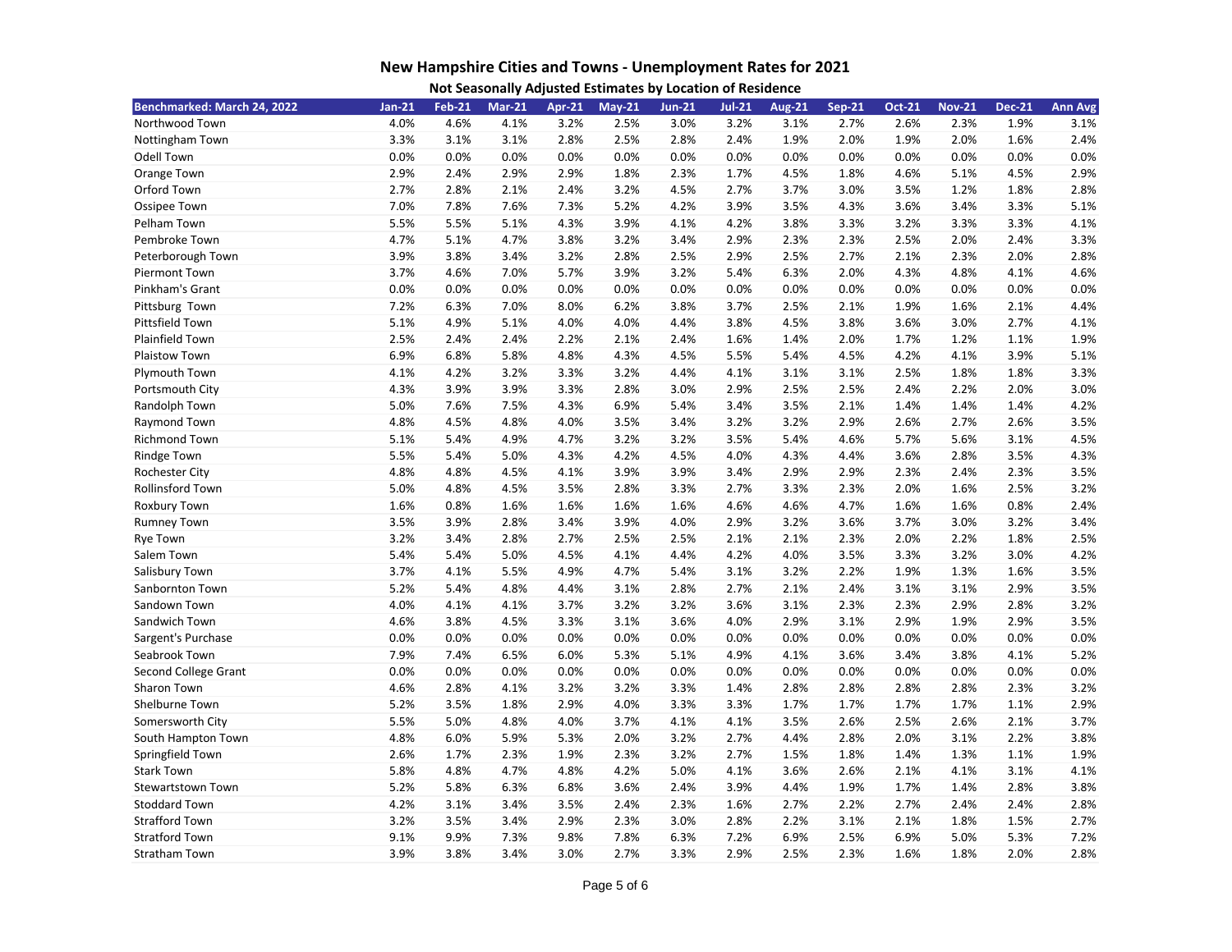## New Hampshire Cities and Towns - Unemployment Rates for 2021

### Not Seasonally Adjusted Estimates by Location of Residence

| Benchmarked: March 24, 2022 | Jan-21 | Feb-21 | Mar-21 | Apr-21 | May-21 | Jun-21 | Jul-21 | Aug-21 | Sep-21 | Oct-21 | Nov-21 | Dec-21 | Ann Avg |
|---|---|---|---|---|---|---|---|---|---|---|---|---|---|
| Northwood Town | 4.0% | 4.6% | 4.1% | 3.2% | 2.5% | 3.0% | 3.2% | 3.1% | 2.7% | 2.6% | 2.3% | 1.9% | 3.1% |
| Nottingham Town | 3.3% | 3.1% | 3.1% | 2.8% | 2.5% | 2.8% | 2.4% | 1.9% | 2.0% | 1.9% | 2.0% | 1.6% | 2.4% |
| Odell Town | 0.0% | 0.0% | 0.0% | 0.0% | 0.0% | 0.0% | 0.0% | 0.0% | 0.0% | 0.0% | 0.0% | 0.0% | 0.0% |
| Orange Town | 2.9% | 2.4% | 2.9% | 2.9% | 1.8% | 2.3% | 1.7% | 4.5% | 1.8% | 4.6% | 5.1% | 4.5% | 2.9% |
| Orford Town | 2.7% | 2.8% | 2.1% | 2.4% | 3.2% | 4.5% | 2.7% | 3.7% | 3.0% | 3.5% | 1.2% | 1.8% | 2.8% |
| Ossipee Town | 7.0% | 7.8% | 7.6% | 7.3% | 5.2% | 4.2% | 3.9% | 3.5% | 4.3% | 3.6% | 3.4% | 3.3% | 5.1% |
| Pelham Town | 5.5% | 5.5% | 5.1% | 4.3% | 3.9% | 4.1% | 4.2% | 3.8% | 3.3% | 3.2% | 3.3% | 3.3% | 4.1% |
| Pembroke Town | 4.7% | 5.1% | 4.7% | 3.8% | 3.2% | 3.4% | 2.9% | 2.3% | 2.3% | 2.5% | 2.0% | 2.4% | 3.3% |
| Peterborough Town | 3.9% | 3.8% | 3.4% | 3.2% | 2.8% | 2.5% | 2.9% | 2.5% | 2.7% | 2.1% | 2.3% | 2.0% | 2.8% |
| Piermont Town | 3.7% | 4.6% | 7.0% | 5.7% | 3.9% | 3.2% | 5.4% | 6.3% | 2.0% | 4.3% | 4.8% | 4.1% | 4.6% |
| Pinkham's Grant | 0.0% | 0.0% | 0.0% | 0.0% | 0.0% | 0.0% | 0.0% | 0.0% | 0.0% | 0.0% | 0.0% | 0.0% | 0.0% |
| Pittsburg Town | 7.2% | 6.3% | 7.0% | 8.0% | 6.2% | 3.8% | 3.7% | 2.5% | 2.1% | 1.9% | 1.6% | 2.1% | 4.4% |
| Pittsfield Town | 5.1% | 4.9% | 5.1% | 4.0% | 4.0% | 4.4% | 3.8% | 4.5% | 3.8% | 3.6% | 3.0% | 2.7% | 4.1% |
| Plainfield Town | 2.5% | 2.4% | 2.4% | 2.2% | 2.1% | 2.4% | 1.6% | 1.4% | 2.0% | 1.7% | 1.2% | 1.1% | 1.9% |
| Plaistow Town | 6.9% | 6.8% | 5.8% | 4.8% | 4.3% | 4.5% | 5.5% | 5.4% | 4.5% | 4.2% | 4.1% | 3.9% | 5.1% |
| Plymouth Town | 4.1% | 4.2% | 3.2% | 3.3% | 3.2% | 4.4% | 4.1% | 3.1% | 3.1% | 2.5% | 1.8% | 1.8% | 3.3% |
| Portsmouth City | 4.3% | 3.9% | 3.9% | 3.3% | 2.8% | 3.0% | 2.9% | 2.5% | 2.5% | 2.4% | 2.2% | 2.0% | 3.0% |
| Randolph Town | 5.0% | 7.6% | 7.5% | 4.3% | 6.9% | 5.4% | 3.4% | 3.5% | 2.1% | 1.4% | 1.4% | 1.4% | 4.2% |
| Raymond Town | 4.8% | 4.5% | 4.8% | 4.0% | 3.5% | 3.4% | 3.2% | 3.2% | 2.9% | 2.6% | 2.7% | 2.6% | 3.5% |
| Richmond Town | 5.1% | 5.4% | 4.9% | 4.7% | 3.2% | 3.2% | 3.5% | 5.4% | 4.6% | 5.7% | 5.6% | 3.1% | 4.5% |
| Rindge Town | 5.5% | 5.4% | 5.0% | 4.3% | 4.2% | 4.5% | 4.0% | 4.3% | 4.4% | 3.6% | 2.8% | 3.5% | 4.3% |
| Rochester City | 4.8% | 4.8% | 4.5% | 4.1% | 3.9% | 3.9% | 3.4% | 2.9% | 2.9% | 2.3% | 2.4% | 2.3% | 3.5% |
| Rollinsford Town | 5.0% | 4.8% | 4.5% | 3.5% | 2.8% | 3.3% | 2.7% | 3.3% | 2.3% | 2.0% | 1.6% | 2.5% | 3.2% |
| Roxbury Town | 1.6% | 0.8% | 1.6% | 1.6% | 1.6% | 1.6% | 4.6% | 4.6% | 4.7% | 1.6% | 1.6% | 0.8% | 2.4% |
| Rumney Town | 3.5% | 3.9% | 2.8% | 3.4% | 3.9% | 4.0% | 2.9% | 3.2% | 3.6% | 3.7% | 3.0% | 3.2% | 3.4% |
| Rye Town | 3.2% | 3.4% | 2.8% | 2.7% | 2.5% | 2.5% | 2.1% | 2.1% | 2.3% | 2.0% | 2.2% | 1.8% | 2.5% |
| Salem Town | 5.4% | 5.4% | 5.0% | 4.5% | 4.1% | 4.4% | 4.2% | 4.0% | 3.5% | 3.3% | 3.2% | 3.0% | 4.2% |
| Salisbury Town | 3.7% | 4.1% | 5.5% | 4.9% | 4.7% | 5.4% | 3.1% | 3.2% | 2.2% | 1.9% | 1.3% | 1.6% | 3.5% |
| Sanbornton Town | 5.2% | 5.4% | 4.8% | 4.4% | 3.1% | 2.8% | 2.7% | 2.1% | 2.4% | 3.1% | 3.1% | 2.9% | 3.5% |
| Sandown Town | 4.0% | 4.1% | 4.1% | 3.7% | 3.2% | 3.2% | 3.6% | 3.1% | 2.3% | 2.3% | 2.9% | 2.8% | 3.2% |
| Sandwich Town | 4.6% | 3.8% | 4.5% | 3.3% | 3.1% | 3.6% | 4.0% | 2.9% | 3.1% | 2.9% | 1.9% | 2.9% | 3.5% |
| Sargent's Purchase | 0.0% | 0.0% | 0.0% | 0.0% | 0.0% | 0.0% | 0.0% | 0.0% | 0.0% | 0.0% | 0.0% | 0.0% | 0.0% |
| Seabrook Town | 7.9% | 7.4% | 6.5% | 6.0% | 5.3% | 5.1% | 4.9% | 4.1% | 3.6% | 3.4% | 3.8% | 4.1% | 5.2% |
| Second College Grant | 0.0% | 0.0% | 0.0% | 0.0% | 0.0% | 0.0% | 0.0% | 0.0% | 0.0% | 0.0% | 0.0% | 0.0% | 0.0% |
| Sharon Town | 4.6% | 2.8% | 4.1% | 3.2% | 3.2% | 3.3% | 1.4% | 2.8% | 2.8% | 2.8% | 2.8% | 2.3% | 3.2% |
| Shelburne Town | 5.2% | 3.5% | 1.8% | 2.9% | 4.0% | 3.3% | 3.3% | 1.7% | 1.7% | 1.7% | 1.7% | 1.1% | 2.9% |
| Somersworth City | 5.5% | 5.0% | 4.8% | 4.0% | 3.7% | 4.1% | 4.1% | 3.5% | 2.6% | 2.5% | 2.6% | 2.1% | 3.7% |
| South Hampton Town | 4.8% | 6.0% | 5.9% | 5.3% | 2.0% | 3.2% | 2.7% | 4.4% | 2.8% | 2.0% | 3.1% | 2.2% | 3.8% |
| Springfield Town | 2.6% | 1.7% | 2.3% | 1.9% | 2.3% | 3.2% | 2.7% | 1.5% | 1.8% | 1.4% | 1.3% | 1.1% | 1.9% |
| Stark Town | 5.8% | 4.8% | 4.7% | 4.8% | 4.2% | 5.0% | 4.1% | 3.6% | 2.6% | 2.1% | 4.1% | 3.1% | 4.1% |
| Stewartstown Town | 5.2% | 5.8% | 6.3% | 6.8% | 3.6% | 2.4% | 3.9% | 4.4% | 1.9% | 1.7% | 1.4% | 2.8% | 3.8% |
| Stoddard Town | 4.2% | 3.1% | 3.4% | 3.5% | 2.4% | 2.3% | 1.6% | 2.7% | 2.2% | 2.7% | 2.4% | 2.4% | 2.8% |
| Strafford Town | 3.2% | 3.5% | 3.4% | 2.9% | 2.3% | 3.0% | 2.8% | 2.2% | 3.1% | 2.1% | 1.8% | 1.5% | 2.7% |
| Stratford Town | 9.1% | 9.9% | 7.3% | 9.8% | 7.8% | 6.3% | 7.2% | 6.9% | 2.5% | 6.9% | 5.0% | 5.3% | 7.2% |
| Stratham Town | 3.9% | 3.8% | 3.4% | 3.0% | 2.7% | 3.3% | 2.9% | 2.5% | 2.3% | 1.6% | 1.8% | 2.0% | 2.8% |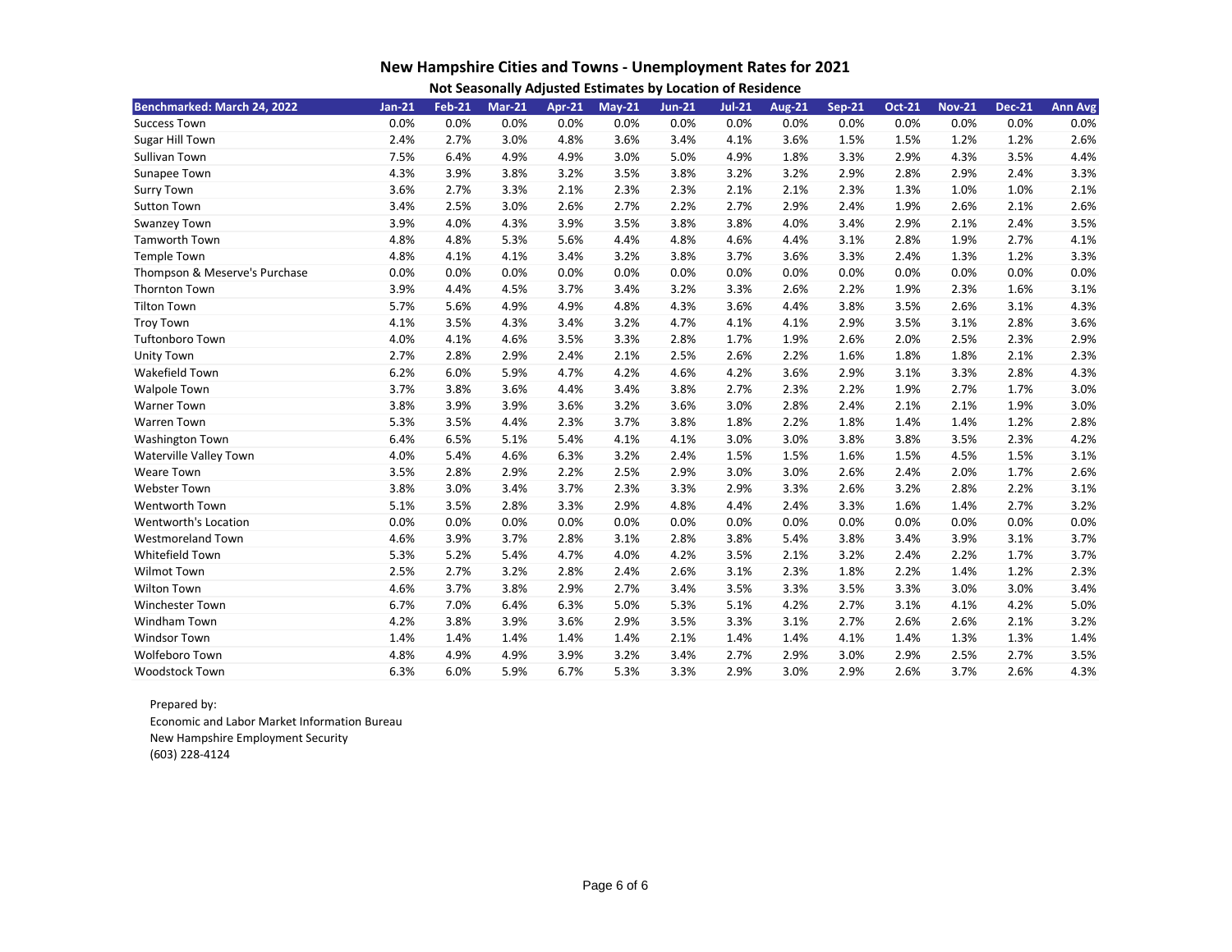## New Hampshire Cities and Towns - Unemployment Rates for 2021

### Not Seasonally Adjusted Estimates by Location of Residence

| Benchmarked: March 24, 2022 | Jan-21 | Feb-21 | Mar-21 | Apr-21 | May-21 | Jun-21 | Jul-21 | Aug-21 | Sep-21 | Oct-21 | Nov-21 | Dec-21 | Ann Avg |
|---|---|---|---|---|---|---|---|---|---|---|---|---|---|
| Success Town | 0.0% | 0.0% | 0.0% | 0.0% | 0.0% | 0.0% | 0.0% | 0.0% | 0.0% | 0.0% | 0.0% | 0.0% | 0.0% |
| Sugar Hill Town | 2.4% | 2.7% | 3.0% | 4.8% | 3.6% | 3.4% | 4.1% | 3.6% | 1.5% | 1.5% | 1.2% | 1.2% | 2.6% |
| Sullivan Town | 7.5% | 6.4% | 4.9% | 4.9% | 3.0% | 5.0% | 4.9% | 1.8% | 3.3% | 2.9% | 4.3% | 3.5% | 4.4% |
| Sunapee Town | 4.3% | 3.9% | 3.8% | 3.2% | 3.5% | 3.8% | 3.2% | 3.2% | 2.9% | 2.8% | 2.9% | 2.4% | 3.3% |
| Surry Town | 3.6% | 2.7% | 3.3% | 2.1% | 2.3% | 2.3% | 2.1% | 2.1% | 2.3% | 1.3% | 1.0% | 1.0% | 2.1% |
| Sutton Town | 3.4% | 2.5% | 3.0% | 2.6% | 2.7% | 2.2% | 2.7% | 2.9% | 2.4% | 1.9% | 2.6% | 2.1% | 2.6% |
| Swanzey Town | 3.9% | 4.0% | 4.3% | 3.9% | 3.5% | 3.8% | 3.8% | 4.0% | 3.4% | 2.9% | 2.1% | 2.4% | 3.5% |
| Tamworth Town | 4.8% | 4.8% | 5.3% | 5.6% | 4.4% | 4.8% | 4.6% | 4.4% | 3.1% | 2.8% | 1.9% | 2.7% | 4.1% |
| Temple Town | 4.8% | 4.1% | 4.1% | 3.4% | 3.2% | 3.8% | 3.7% | 3.6% | 3.3% | 2.4% | 1.3% | 1.2% | 3.3% |
| Thompson & Meserve's Purchase | 0.0% | 0.0% | 0.0% | 0.0% | 0.0% | 0.0% | 0.0% | 0.0% | 0.0% | 0.0% | 0.0% | 0.0% | 0.0% |
| Thornton Town | 3.9% | 4.4% | 4.5% | 3.7% | 3.4% | 3.2% | 3.3% | 2.6% | 2.2% | 1.9% | 2.3% | 1.6% | 3.1% |
| Tilton Town | 5.7% | 5.6% | 4.9% | 4.9% | 4.8% | 4.3% | 3.6% | 4.4% | 3.8% | 3.5% | 2.6% | 3.1% | 4.3% |
| Troy Town | 4.1% | 3.5% | 4.3% | 3.4% | 3.2% | 4.7% | 4.1% | 4.1% | 2.9% | 3.5% | 3.1% | 2.8% | 3.6% |
| Tuftonboro Town | 4.0% | 4.1% | 4.6% | 3.5% | 3.3% | 2.8% | 1.7% | 1.9% | 2.6% | 2.0% | 2.5% | 2.3% | 2.9% |
| Unity Town | 2.7% | 2.8% | 2.9% | 2.4% | 2.1% | 2.5% | 2.6% | 2.2% | 1.6% | 1.8% | 1.8% | 2.1% | 2.3% |
| Wakefield Town | 6.2% | 6.0% | 5.9% | 4.7% | 4.2% | 4.6% | 4.2% | 3.6% | 2.9% | 3.1% | 3.3% | 2.8% | 4.3% |
| Walpole Town | 3.7% | 3.8% | 3.6% | 4.4% | 3.4% | 3.8% | 2.7% | 2.3% | 2.2% | 1.9% | 2.7% | 1.7% | 3.0% |
| Warner Town | 3.8% | 3.9% | 3.9% | 3.6% | 3.2% | 3.6% | 3.0% | 2.8% | 2.4% | 2.1% | 2.1% | 1.9% | 3.0% |
| Warren Town | 5.3% | 3.5% | 4.4% | 2.3% | 3.7% | 3.8% | 1.8% | 2.2% | 1.8% | 1.4% | 1.4% | 1.2% | 2.8% |
| Washington Town | 6.4% | 6.5% | 5.1% | 5.4% | 4.1% | 4.1% | 3.0% | 3.0% | 3.8% | 3.8% | 3.5% | 2.3% | 4.2% |
| Waterville Valley Town | 4.0% | 5.4% | 4.6% | 6.3% | 3.2% | 2.4% | 1.5% | 1.5% | 1.6% | 1.5% | 4.5% | 1.5% | 3.1% |
| Weare Town | 3.5% | 2.8% | 2.9% | 2.2% | 2.5% | 2.9% | 3.0% | 3.0% | 2.6% | 2.4% | 2.0% | 1.7% | 2.6% |
| Webster Town | 3.8% | 3.0% | 3.4% | 3.7% | 2.3% | 3.3% | 2.9% | 3.3% | 2.6% | 3.2% | 2.8% | 2.2% | 3.1% |
| Wentworth Town | 5.1% | 3.5% | 2.8% | 3.3% | 2.9% | 4.8% | 4.4% | 2.4% | 3.3% | 1.6% | 1.4% | 2.7% | 3.2% |
| Wentworth's Location | 0.0% | 0.0% | 0.0% | 0.0% | 0.0% | 0.0% | 0.0% | 0.0% | 0.0% | 0.0% | 0.0% | 0.0% | 0.0% |
| Westmoreland Town | 4.6% | 3.9% | 3.7% | 2.8% | 3.1% | 2.8% | 3.8% | 5.4% | 3.8% | 3.4% | 3.9% | 3.1% | 3.7% |
| Whitefield Town | 5.3% | 5.2% | 5.4% | 4.7% | 4.0% | 4.2% | 3.5% | 2.1% | 3.2% | 2.4% | 2.2% | 1.7% | 3.7% |
| Wilmot Town | 2.5% | 2.7% | 3.2% | 2.8% | 2.4% | 2.6% | 3.1% | 2.3% | 1.8% | 2.2% | 1.4% | 1.2% | 2.3% |
| Wilton Town | 4.6% | 3.7% | 3.8% | 2.9% | 2.7% | 3.4% | 3.5% | 3.3% | 3.5% | 3.3% | 3.0% | 3.0% | 3.4% |
| Winchester Town | 6.7% | 7.0% | 6.4% | 6.3% | 5.0% | 5.3% | 5.1% | 4.2% | 2.7% | 3.1% | 4.1% | 4.2% | 5.0% |
| Windham Town | 4.2% | 3.8% | 3.9% | 3.6% | 2.9% | 3.5% | 3.3% | 3.1% | 2.7% | 2.6% | 2.6% | 2.1% | 3.2% |
| Windsor Town | 1.4% | 1.4% | 1.4% | 1.4% | 1.4% | 2.1% | 1.4% | 1.4% | 4.1% | 1.4% | 1.3% | 1.3% | 1.4% |
| Wolfeboro Town | 4.8% | 4.9% | 4.9% | 3.9% | 3.2% | 3.4% | 2.7% | 2.9% | 3.0% | 2.9% | 2.5% | 2.7% | 3.5% |
| Woodstock Town | 6.3% | 6.0% | 5.9% | 6.7% | 5.3% | 3.3% | 2.9% | 3.0% | 2.9% | 2.6% | 3.7% | 2.6% | 4.3% |

Prepared by:
Economic and Labor Market Information Bureau
New Hampshire Employment Security
(603) 228-4124